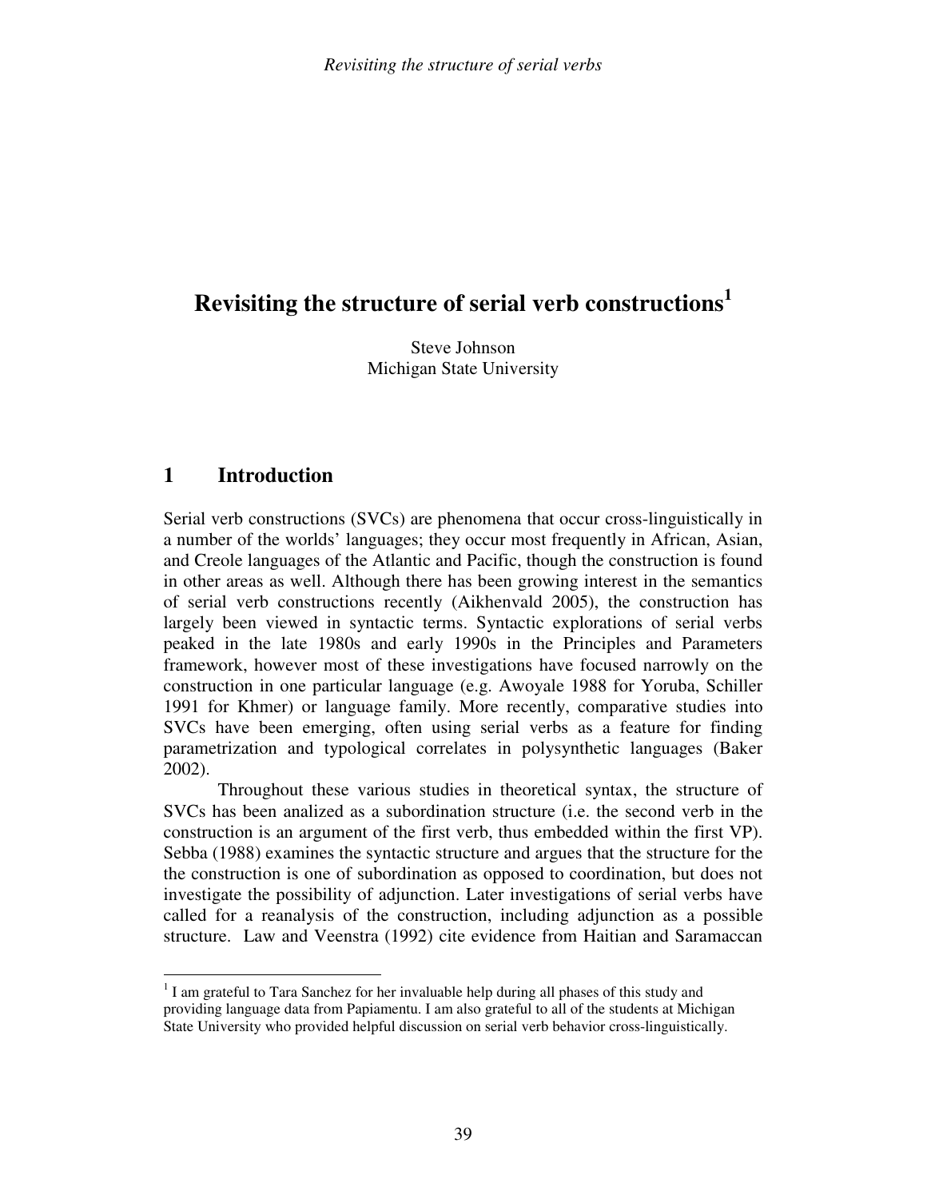# Revisiting the structure of serial verb constructions[1]

Steve Johnson
Michigan State University

## 1 Introduction

Serial verb constructions (SVCs) are phenomena that occur cross-linguistically in a number of the worlds' languages; they occur most frequently in African, Asian, and Creole languages of the Atlantic and Pacific, though the construction is found in other areas as well. Although there has been growing interest in the semantics of serial verb constructions recently (Aikhenvald 2005), the construction has largely been viewed in syntactic terms. Syntactic explorations of serial verbs peaked in the late 1980s and early 1990s in the Principles and Parameters framework, however most of these investigations have focused narrowly on the construction in one particular language (e.g. Awoyale 1988 for Yoruba, Schiller 1991 for Khmer) or language family. More recently, comparative studies into SVCs have been emerging, often using serial verbs as a feature for finding parametrization and typological correlates in polysynthetic languages (Baker 2002).

Throughout these various studies in theoretical syntax, the structure of SVCs has been analized as a subordination structure (i.e. the second verb in the construction is an argument of the first verb, thus embedded within the first VP). Sebba (1988) examines the syntactic structure and argues that the structure for the the construction is one of subordination as opposed to coordination, but does not investigate the possibility of adjunction. Later investigations of serial verbs have called for a reanalysis of the construction, including adjunction as a possible structure. Law and Veenstra (1992) cite evidence from Haitian and Saramaccan

[1] I am grateful to Tara Sanchez for her invaluable help during all phases of this study and providing language data from Papiamentu. I am also grateful to all of the students at Michigan State University who provided helpful discussion on serial verb behavior cross-linguistically.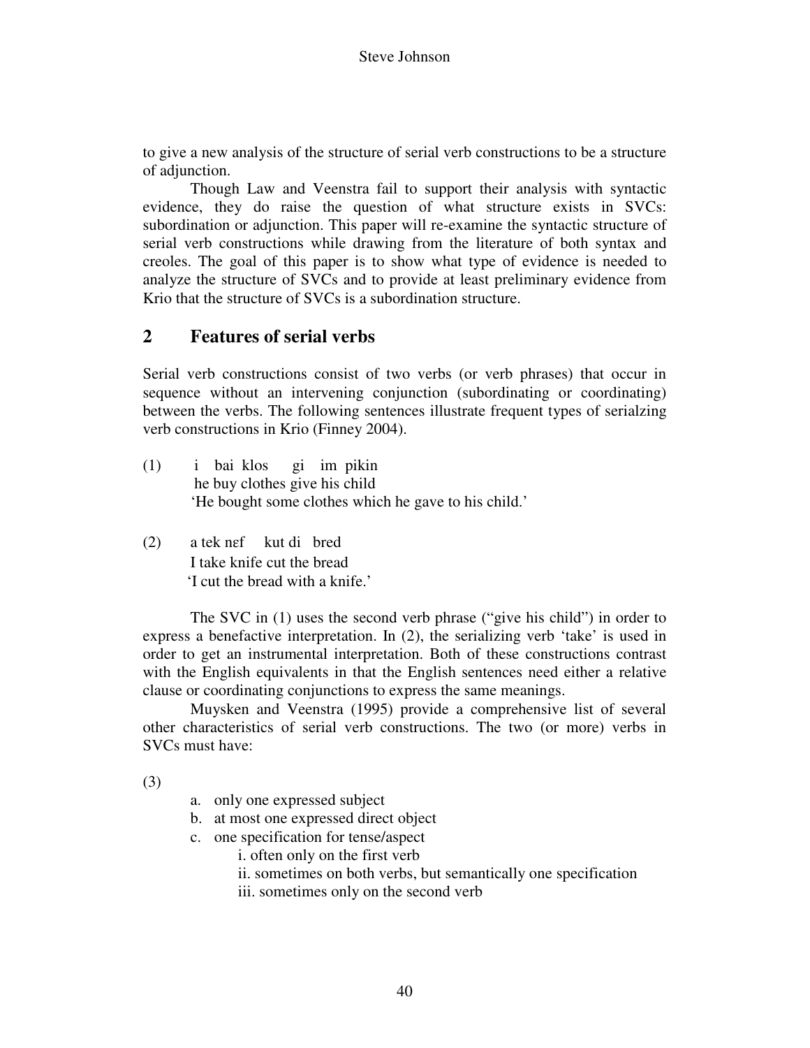to give a new analysis of the structure of serial verb constructions to be a structure of adjunction.

Though Law and Veenstra fail to support their analysis with syntactic evidence, they do raise the question of what structure exists in SVCs: subordination or adjunction. This paper will re-examine the syntactic structure of serial verb constructions while drawing from the literature of both syntax and creoles. The goal of this paper is to show what type of evidence is needed to analyze the structure of SVCs and to provide at least preliminary evidence from Krio that the structure of SVCs is a subordination structure.

## 2 Features of serial verbs

Serial verb constructions consist of two verbs (or verb phrases) that occur in sequence without an intervening conjunction (subordinating or coordinating) between the verbs. The following sentences illustrate frequent types of serialzing verb constructions in Krio (Finney 2004).

(1) i bai klos gi im pikin
he buy clothes give his child
'He bought some clothes which he gave to his child.'

(2) a tek nɛf kut di bred
I take knife cut the bread
'I cut the bread with a knife.'

The SVC in (1) uses the second verb phrase ("give his child") in order to express a benefactive interpretation. In (2), the serializing verb 'take' is used in order to get an instrumental interpretation. Both of these constructions contrast with the English equivalents in that the English sentences need either a relative clause or coordinating conjunctions to express the same meanings.

Muysken and Veenstra (1995) provide a comprehensive list of several other characteristics of serial verb constructions. The two (or more) verbs in SVCs must have:

(3)

a. only one expressed subject
b. at most one expressed direct object
c. one specification for tense/aspect
   i. often only on the first verb
   ii. sometimes on both verbs, but semantically one specification
   iii. sometimes only on the second verb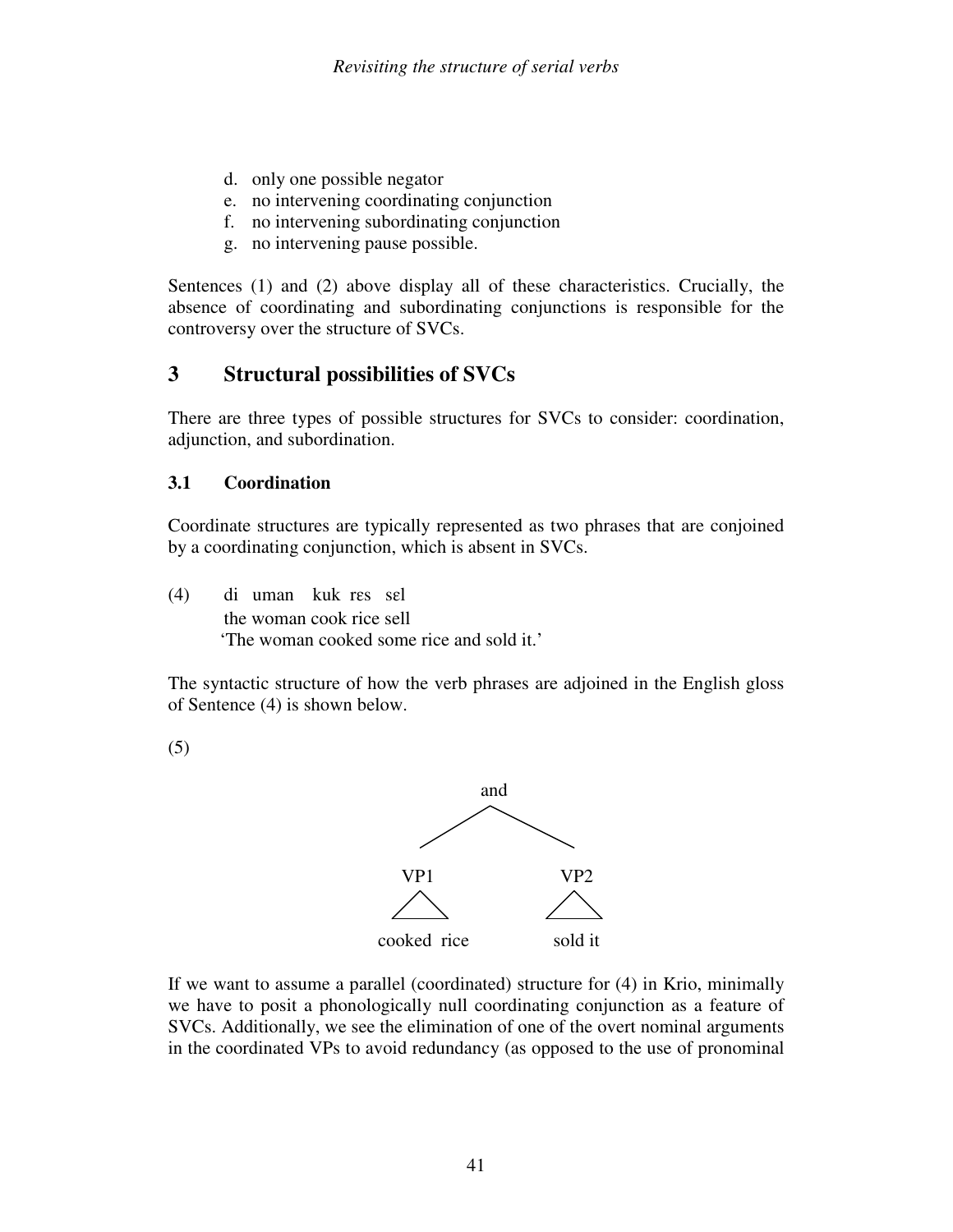d. only one possible negator
e. no intervening coordinating conjunction
f. no intervening subordinating conjunction
g. no intervening pause possible.

Sentences (1) and (2) above display all of these characteristics. Crucially, the absence of coordinating and subordinating conjunctions is responsible for the controversy over the structure of SVCs.

## 3 Structural possibilities of SVCs

There are three types of possible structures for SVCs to consider: coordination, adjunction, and subordination.

### 3.1 Coordination

Coordinate structures are typically represented as two phrases that are conjoined by a coordinating conjunction, which is absent in SVCs.

(4) di uman kuk rɛs sɛl
the woman cook rice sell
'The woman cooked some rice and sold it.'

The syntactic structure of how the verb phrases are adjoined in the English gloss of Sentence (4) is shown below.

(5)

```
          and
        /     \
     VP1       VP2
     /\         /\
cooked rice   sold it
```

If we want to assume a parallel (coordinated) structure for (4) in Krio, minimally we have to posit a phonologically null coordinating conjunction as a feature of SVCs. Additionally, we see the elimination of one of the overt nominal arguments in the coordinated VPs to avoid redundancy (as opposed to the use of pronominal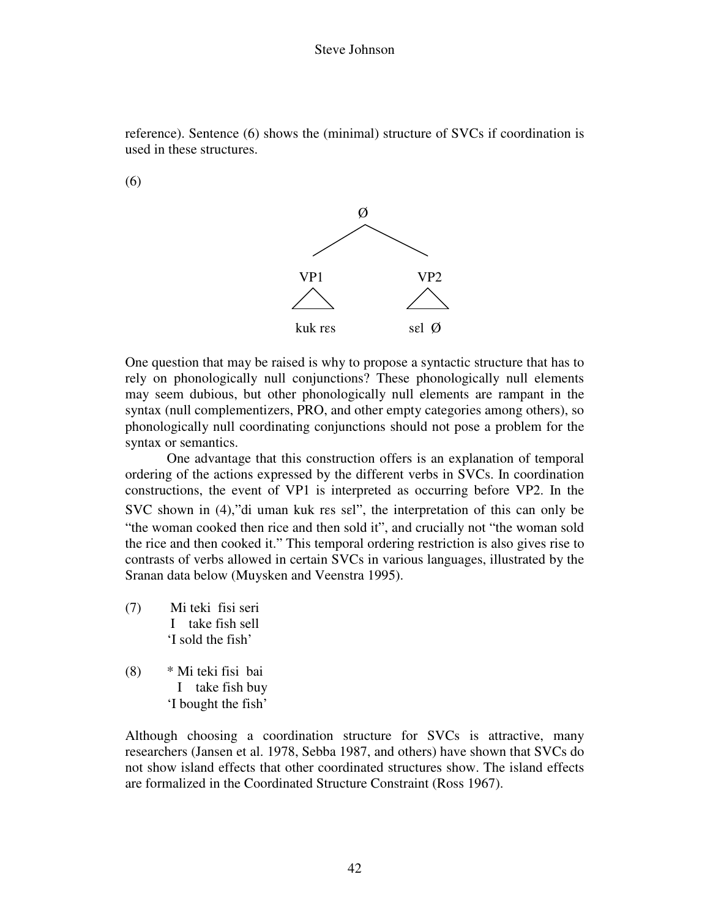reference). Sentence (6) shows the (minimal) structure of SVCs if coordination is used in these structures.

(6)

```
            Ø
          /   \
       VP1     VP2
       /\      /\
   kuk rɛs   sɛl  Ø
```

One question that may be raised is why to propose a syntactic structure that has to rely on phonologically null conjunctions? These phonologically null elements may seem dubious, but other phonologically null elements are rampant in the syntax (null complementizers, PRO, and other empty categories among others), so phonologically null coordinating conjunctions should not pose a problem for the syntax or semantics.

One advantage that this construction offers is an explanation of temporal ordering of the actions expressed by the different verbs in SVCs. In coordination constructions, the event of VP1 is interpreted as occurring before VP2. In the SVC shown in (4),"di uman kuk rɛs sɛl", the interpretation of this can only be "the woman cooked then rice and then sold it", and crucially not "the woman sold the rice and then cooked it." This temporal ordering restriction is also gives rise to contrasts of verbs allowed in certain SVCs in various languages, illustrated by the Sranan data below (Muysken and Veenstra 1995).

(7) Mi teki fisi seri
  I take fish sell
  'I sold the fish'

(8) * Mi teki fisi bai
  I take fish buy
  'I bought the fish'

Although choosing a coordination structure for SVCs is attractive, many researchers (Jansen et al. 1978, Sebba 1987, and others) have shown that SVCs do not show island effects that other coordinated structures show. The island effects are formalized in the Coordinated Structure Constraint (Ross 1967).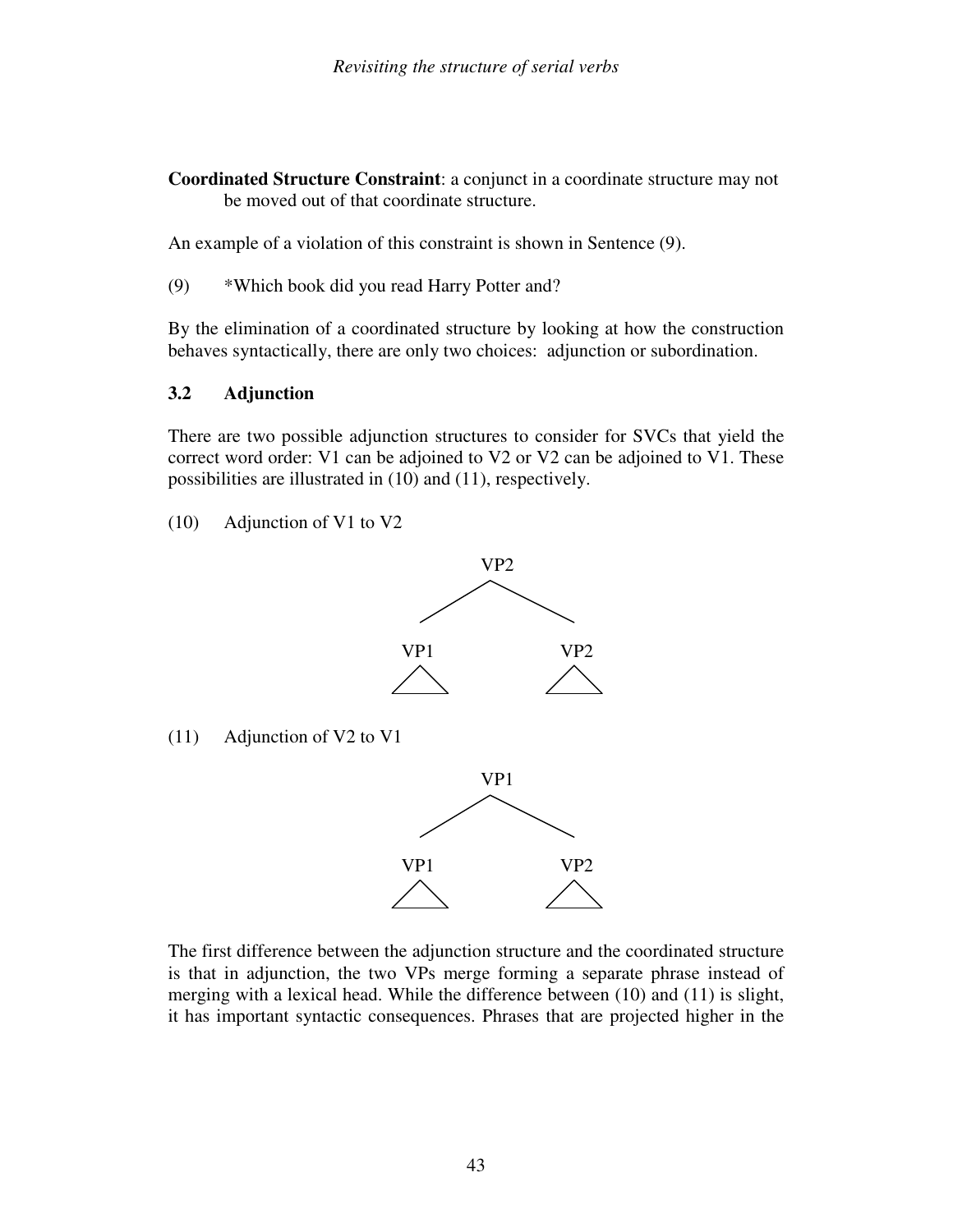**Coordinated Structure Constraint**: a conjunct in a coordinate structure may not be moved out of that coordinate structure.

An example of a violation of this constraint is shown in Sentence (9).

(9) *Which book did you read Harry Potter and?

By the elimination of a coordinated structure by looking at how the construction behaves syntactically, there are only two choices: adjunction or subordination.

### 3.2 Adjunction

There are two possible adjunction structures to consider for SVCs that yield the correct word order: V1 can be adjoined to V2 or V2 can be adjoined to V1. These possibilities are illustrated in (10) and (11), respectively.

(10) Adjunction of V1 to V2

```
        VP2
       /   \
    VP1     VP2
    /\      /\
```

(11) Adjunction of V2 to V1

```
        VP1
       /   \
    VP1     VP2
    /\      /\
```

The first difference between the adjunction structure and the coordinated structure is that in adjunction, the two VPs merge forming a separate phrase instead of merging with a lexical head. While the difference between (10) and (11) is slight, it has important syntactic consequences. Phrases that are projected higher in the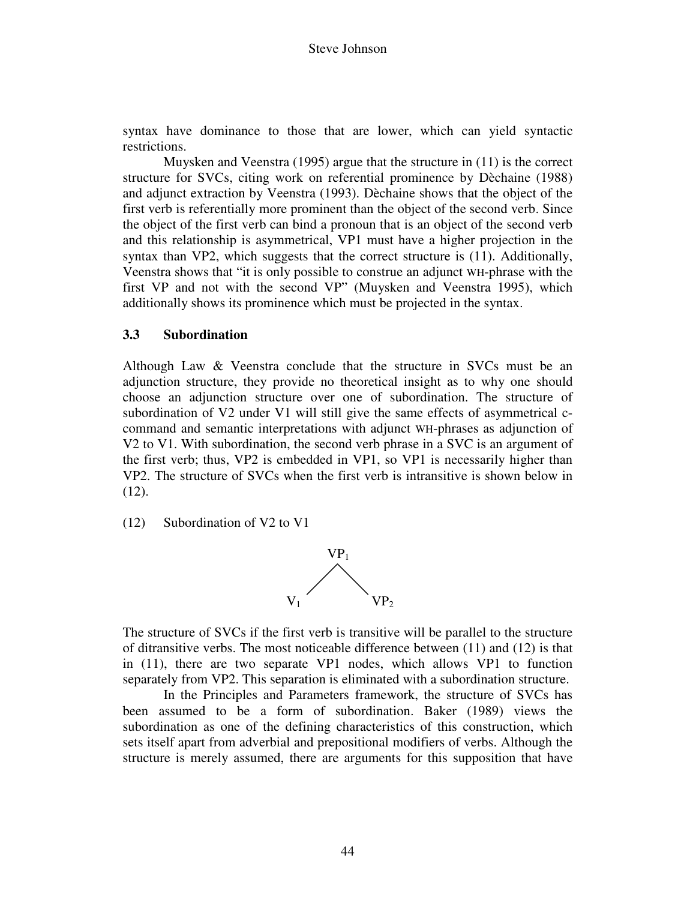syntax have dominance to those that are lower, which can yield syntactic restrictions.

Muysken and Veenstra (1995) argue that the structure in (11) is the correct structure for SVCs, citing work on referential prominence by Dèchaine (1988) and adjunct extraction by Veenstra (1993). Dèchaine shows that the object of the first verb is referentially more prominent than the object of the second verb. Since the object of the first verb can bind a pronoun that is an object of the second verb and this relationship is asymmetrical, VP1 must have a higher projection in the syntax than VP2, which suggests that the correct structure is (11). Additionally, Veenstra shows that "it is only possible to construe an adjunct WH-phrase with the first VP and not with the second VP" (Muysken and Veenstra 1995), which additionally shows its prominence which must be projected in the syntax.

### 3.3 Subordination

Although Law & Veenstra conclude that the structure in SVCs must be an adjunction structure, they provide no theoretical insight as to why one should choose an adjunction structure over one of subordination. The structure of subordination of V2 under V1 will still give the same effects of asymmetrical c-command and semantic interpretations with adjunct WH-phrases as adjunction of V2 to V1. With subordination, the second verb phrase in a SVC is an argument of the first verb; thus, VP2 is embedded in VP1, so VP1 is necessarily higher than VP2. The structure of SVCs when the first verb is intransitive is shown below in (12).

(12) Subordination of V2 to V1

```
        VP1
       /   \
     V1    VP2
```

The structure of SVCs if the first verb is transitive will be parallel to the structure of ditransitive verbs. The most noticeable difference between (11) and (12) is that in (11), there are two separate VP1 nodes, which allows VP1 to function separately from VP2. This separation is eliminated with a subordination structure.

In the Principles and Parameters framework, the structure of SVCs has been assumed to be a form of subordination. Baker (1989) views the subordination as one of the defining characteristics of this construction, which sets itself apart from adverbial and prepositional modifiers of verbs. Although the structure is merely assumed, there are arguments for this supposition that have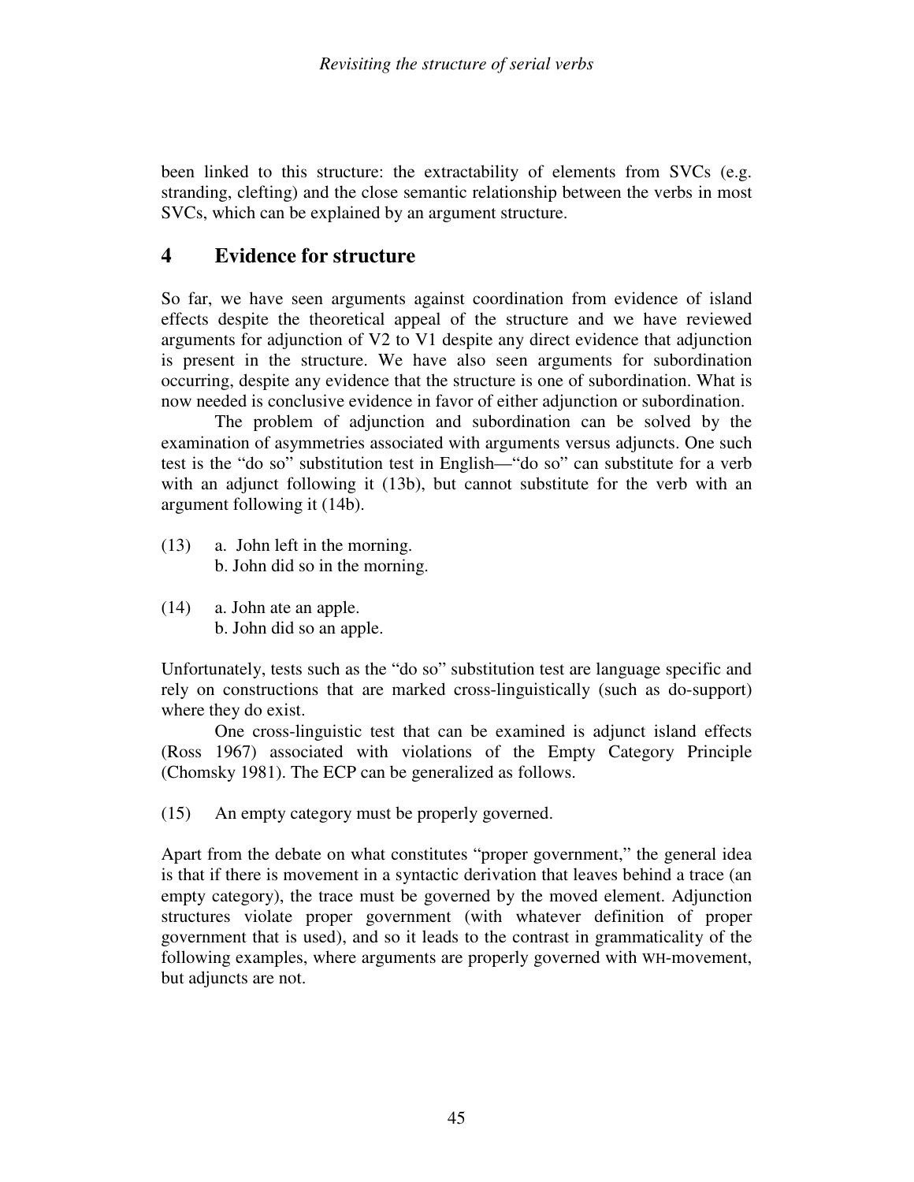been linked to this structure: the extractability of elements from SVCs (e.g. stranding, clefting) and the close semantic relationship between the verbs in most SVCs, which can be explained by an argument structure.

## 4 Evidence for structure

So far, we have seen arguments against coordination from evidence of island effects despite the theoretical appeal of the structure and we have reviewed arguments for adjunction of V2 to V1 despite any direct evidence that adjunction is present in the structure. We have also seen arguments for subordination occurring, despite any evidence that the structure is one of subordination. What is now needed is conclusive evidence in favor of either adjunction or subordination.

The problem of adjunction and subordination can be solved by the examination of asymmetries associated with arguments versus adjuncts. One such test is the "do so" substitution test in English—"do so" can substitute for a verb with an adjunct following it (13b), but cannot substitute for the verb with an argument following it (14b).

(13) a. John left in the morning.
 b. John did so in the morning.

(14) a. John ate an apple.
 b. John did so an apple.

Unfortunately, tests such as the "do so" substitution test are language specific and rely on constructions that are marked cross-linguistically (such as do-support) where they do exist.

One cross-linguistic test that can be examined is adjunct island effects (Ross 1967) associated with violations of the Empty Category Principle (Chomsky 1981). The ECP can be generalized as follows.

(15) An empty category must be properly governed.

Apart from the debate on what constitutes "proper government," the general idea is that if there is movement in a syntactic derivation that leaves behind a trace (an empty category), the trace must be governed by the moved element. Adjunction structures violate proper government (with whatever definition of proper government that is used), and so it leads to the contrast in grammaticality of the following examples, where arguments are properly governed with WH-movement, but adjuncts are not.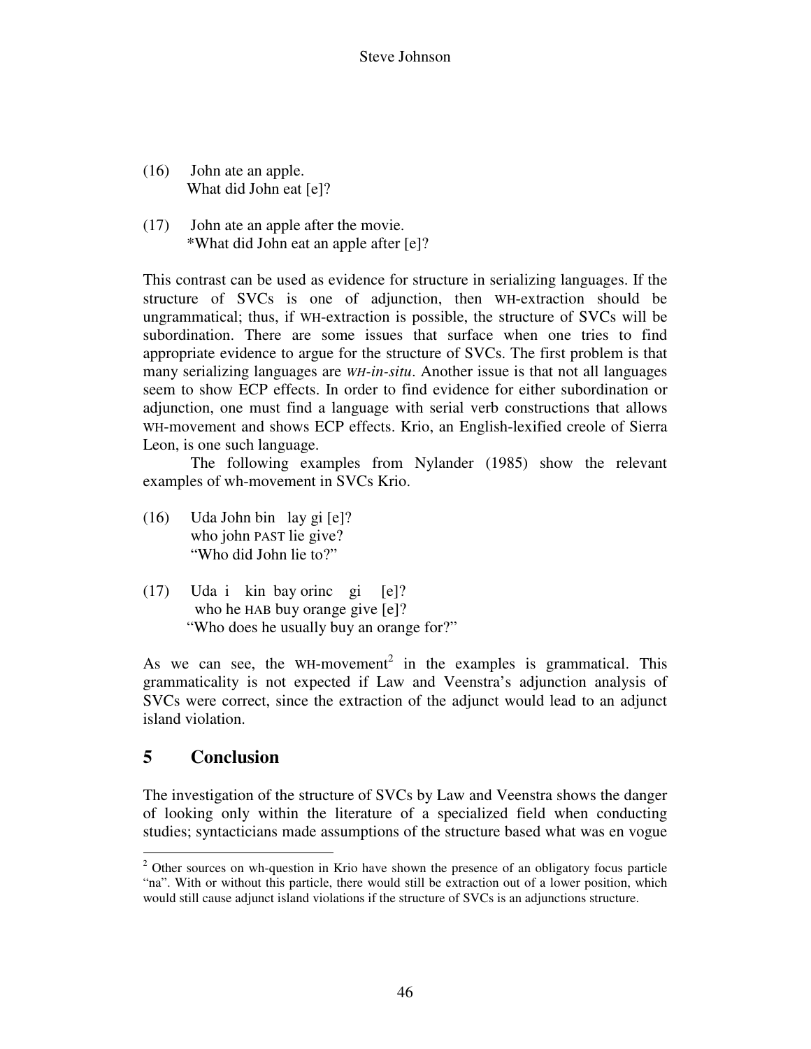(16) John ate an apple.
What did John eat [e]?

(17) John ate an apple after the movie.
*What did John eat an apple after [e]?

This contrast can be used as evidence for structure in serializing languages. If the structure of SVCs is one of adjunction, then WH-extraction should be ungrammatical; thus, if WH-extraction is possible, the structure of SVCs will be subordination. There are some issues that surface when one tries to find appropriate evidence to argue for the structure of SVCs. The first problem is that many serializing languages are *WH-in-situ*. Another issue is that not all languages seem to show ECP effects. In order to find evidence for either subordination or adjunction, one must find a language with serial verb constructions that allows WH-movement and shows ECP effects. Krio, an English-lexified creole of Sierra Leon, is one such language.

The following examples from Nylander (1985) show the relevant examples of wh-movement in SVCs Krio.

(16) Uda John bin lay gi [e]?
who john PAST lie give?
"Who did John lie to?"

(17) Uda i kin bay orinc gi [e]?
who he HAB buy orange give [e]?
"Who does he usually buy an orange for?"

As we can see, the WH-movement[2] in the examples is grammatical. This grammaticality is not expected if Law and Veenstra's adjunction analysis of SVCs were correct, since the extraction of the adjunct would lead to an adjunct island violation.

## 5 Conclusion

The investigation of the structure of SVCs by Law and Veenstra shows the danger of looking only within the literature of a specialized field when conducting studies; syntacticians made assumptions of the structure based what was en vogue

[2] Other sources on wh-question in Krio have shown the presence of an obligatory focus particle "na". With or without this particle, there would still be extraction out of a lower position, which would still cause adjunct island violations if the structure of SVCs is an adjunctions structure.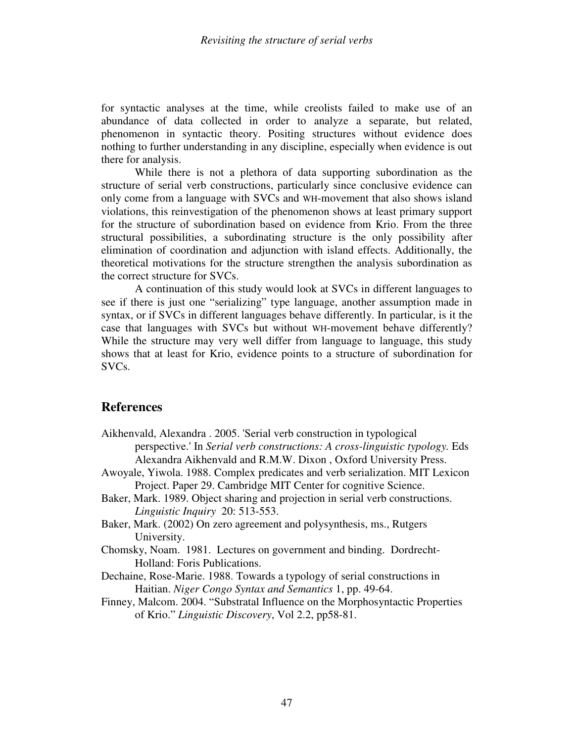for syntactic analyses at the time, while creolists failed to make use of an abundance of data collected in order to analyze a separate, but related, phenomenon in syntactic theory. Positing structures without evidence does nothing to further understanding in any discipline, especially when evidence is out there for analysis.

While there is not a plethora of data supporting subordination as the structure of serial verb constructions, particularly since conclusive evidence can only come from a language with SVCs and WH-movement that also shows island violations, this reinvestigation of the phenomenon shows at least primary support for the structure of subordination based on evidence from Krio. From the three structural possibilities, a subordinating structure is the only possibility after elimination of coordination and adjunction with island effects. Additionally, the theoretical motivations for the structure strengthen the analysis subordination as the correct structure for SVCs.

A continuation of this study would look at SVCs in different languages to see if there is just one "serializing" type language, another assumption made in syntax, or if SVCs in different languages behave differently. In particular, is it the case that languages with SVCs but without WH-movement behave differently? While the structure may very well differ from language to language, this study shows that at least for Krio, evidence points to a structure of subordination for SVCs.

## References

Aikhenvald, Alexandra . 2005. 'Serial verb construction in typological perspective.' In *Serial verb constructions: A cross-linguistic typology.* Eds Alexandra Aikhenvald and R.M.W. Dixon , Oxford University Press.

Awoyale, Yiwola. 1988. Complex predicates and verb serialization. MIT Lexicon Project. Paper 29. Cambridge MIT Center for cognitive Science.

Baker, Mark. 1989. Object sharing and projection in serial verb constructions. *Linguistic Inquiry* 20: 513-553.

Baker, Mark. (2002) On zero agreement and polysynthesis, ms., Rutgers University.

Chomsky, Noam. 1981. Lectures on government and binding. Dordrecht-Holland: Foris Publications.

Dechaine, Rose-Marie. 1988. Towards a typology of serial constructions in Haitian. *Niger Congo Syntax and Semantics* 1, pp. 49-64.

Finney, Malcom. 2004. "Substratal Influence on the Morphosyntactic Properties of Krio." *Linguistic Discovery*, Vol 2.2, pp58-81.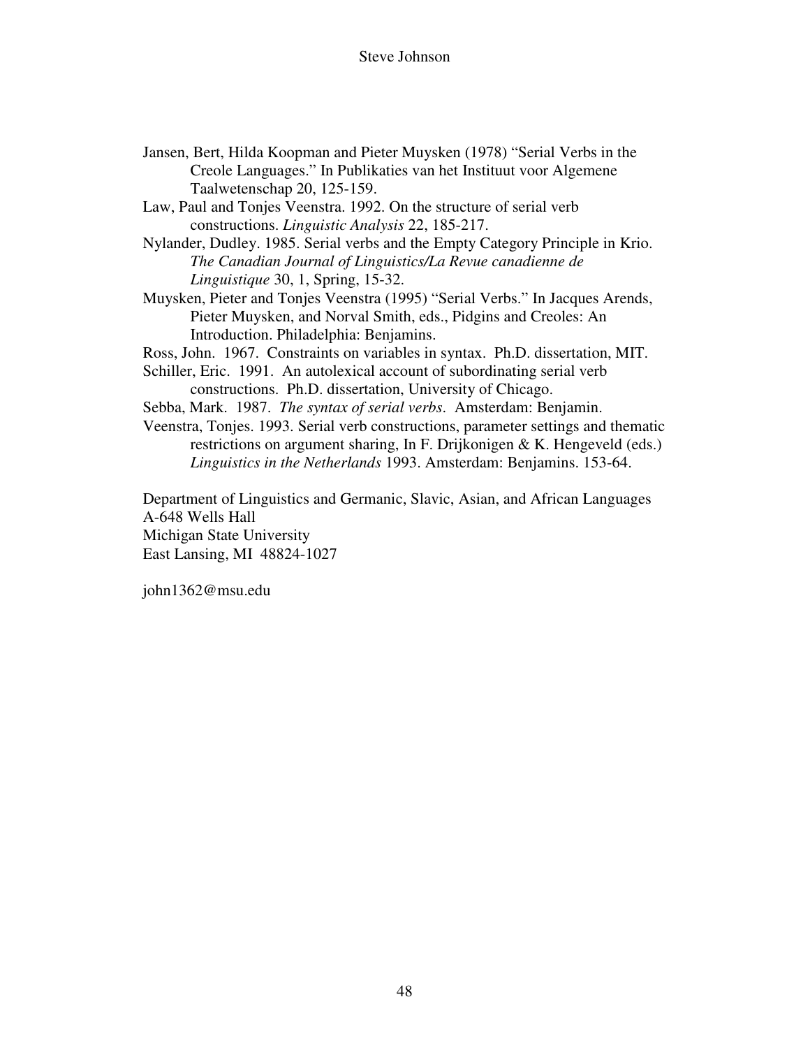Jansen, Bert, Hilda Koopman and Pieter Muysken (1978) "Serial Verbs in the Creole Languages." In Publikaties van het Instituut voor Algemene Taalwetenschap 20, 125-159.

Law, Paul and Tonjes Veenstra. 1992. On the structure of serial verb constructions. *Linguistic Analysis* 22, 185-217.

Nylander, Dudley. 1985. Serial verbs and the Empty Category Principle in Krio. *The Canadian Journal of Linguistics/La Revue canadienne de Linguistique* 30, 1, Spring, 15-32.

Muysken, Pieter and Tonjes Veenstra (1995) "Serial Verbs." In Jacques Arends, Pieter Muysken, and Norval Smith, eds., Pidgins and Creoles: An Introduction. Philadelphia: Benjamins.

Ross, John. 1967. Constraints on variables in syntax. Ph.D. dissertation, MIT.

Schiller, Eric. 1991. An autolexical account of subordinating serial verb constructions. Ph.D. dissertation, University of Chicago.

Sebba, Mark. 1987. *The syntax of serial verbs*. Amsterdam: Benjamin.

Veenstra, Tonjes. 1993. Serial verb constructions, parameter settings and thematic restrictions on argument sharing, In F. Drijkonigen & K. Hengeveld (eds.) *Linguistics in the Netherlands* 1993. Amsterdam: Benjamins. 153-64.

Department of Linguistics and Germanic, Slavic, Asian, and African Languages
A-648 Wells Hall
Michigan State University
East Lansing, MI 48824-1027

john1362@msu.edu